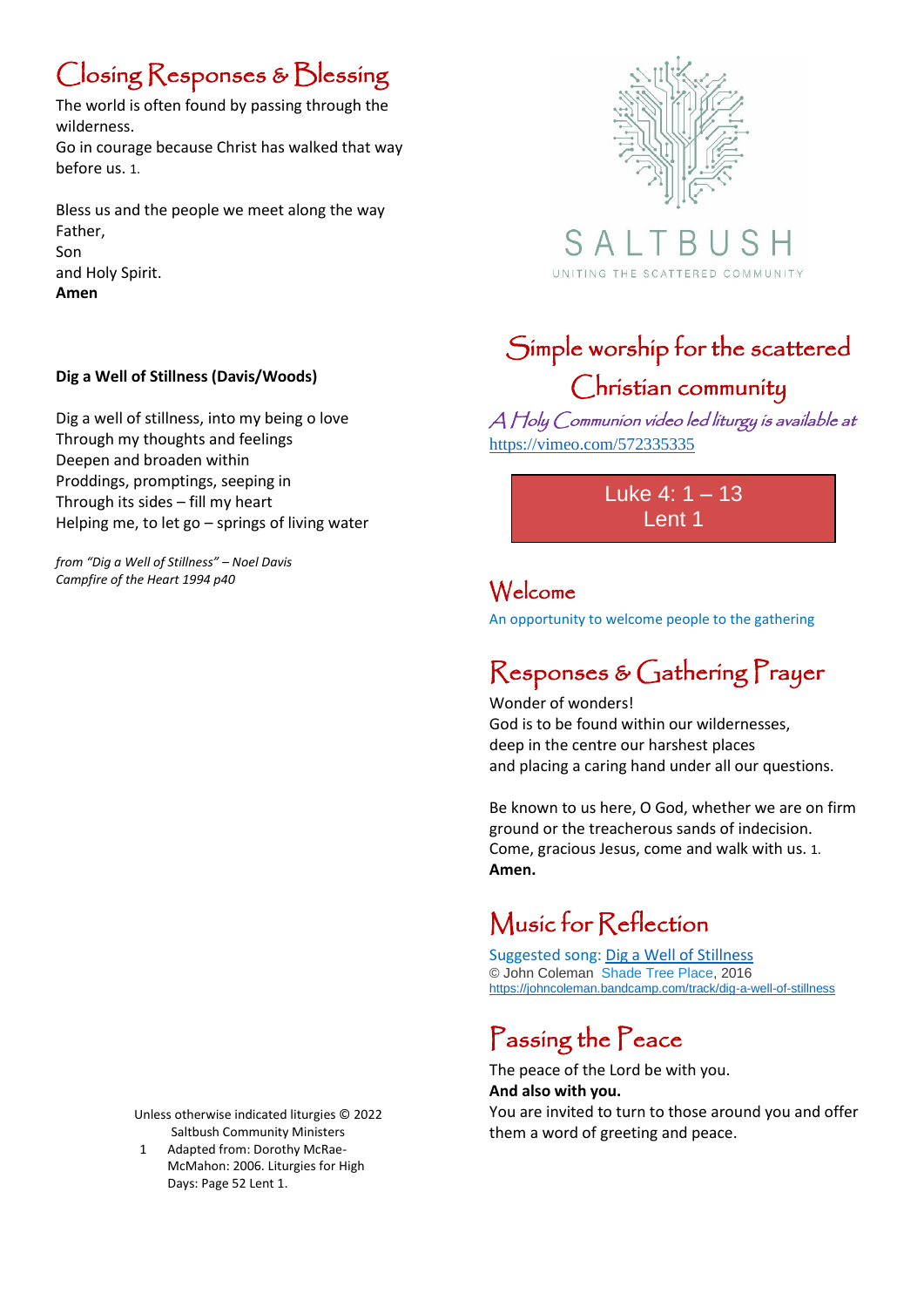# Closing Responses & Blessing

The world is often found by passing through the wilderness.
Go in courage because Christ has walked that way before us. 1.

Bless us and the people we meet along the way
Father,
Son
and Holy Spirit.
**Amen**

**Dig a Well of Stillness (Davis/Woods)**

Dig a well of stillness, into my being o love
Through my thoughts and feelings
Deepen and broaden within
Proddings, promptings, seeping in
Through its sides – fill my heart
Helping me, to let go – springs of living water

*from "Dig a Well of Stillness" – Noel Davis*
*Campfire of the Heart 1994 p40*

Unless otherwise indicated liturgies © 2022 Saltbush Community Ministers

1. Adapted from: Dorothy McRae-McMahon: 2006. Liturgies for High Days: Page 52 Lent 1.

SALTBUSH
UNITING THE SCATTERED COMMUNITY

# Simple worship for the scattered Christian community

*A Holy Communion video led liturgy is available at* https://vimeo.com/572335335

**Luke 4: 1 – 13**
**Lent 1**

## Welcome

An opportunity to welcome people to the gathering

## Responses & Gathering Prayer

Wonder of wonders!
God is to be found within our wildernesses,
deep in the centre our harshest places
and placing a caring hand under all our questions.

Be known to us here, O God, whether we are on firm ground or the treacherous sands of indecision.
Come, gracious Jesus, come and walk with us. 1.
**Amen.**

## Music for Reflection

Suggested song: Dig a Well of Stillness
© John Coleman Shade Tree Place, 2016
https://johncoleman.bandcamp.com/track/dig-a-well-of-stillness

## Passing the Peace

The peace of the Lord be with you.
**And also with you.**
You are invited to turn to those around you and offer them a word of greeting and peace.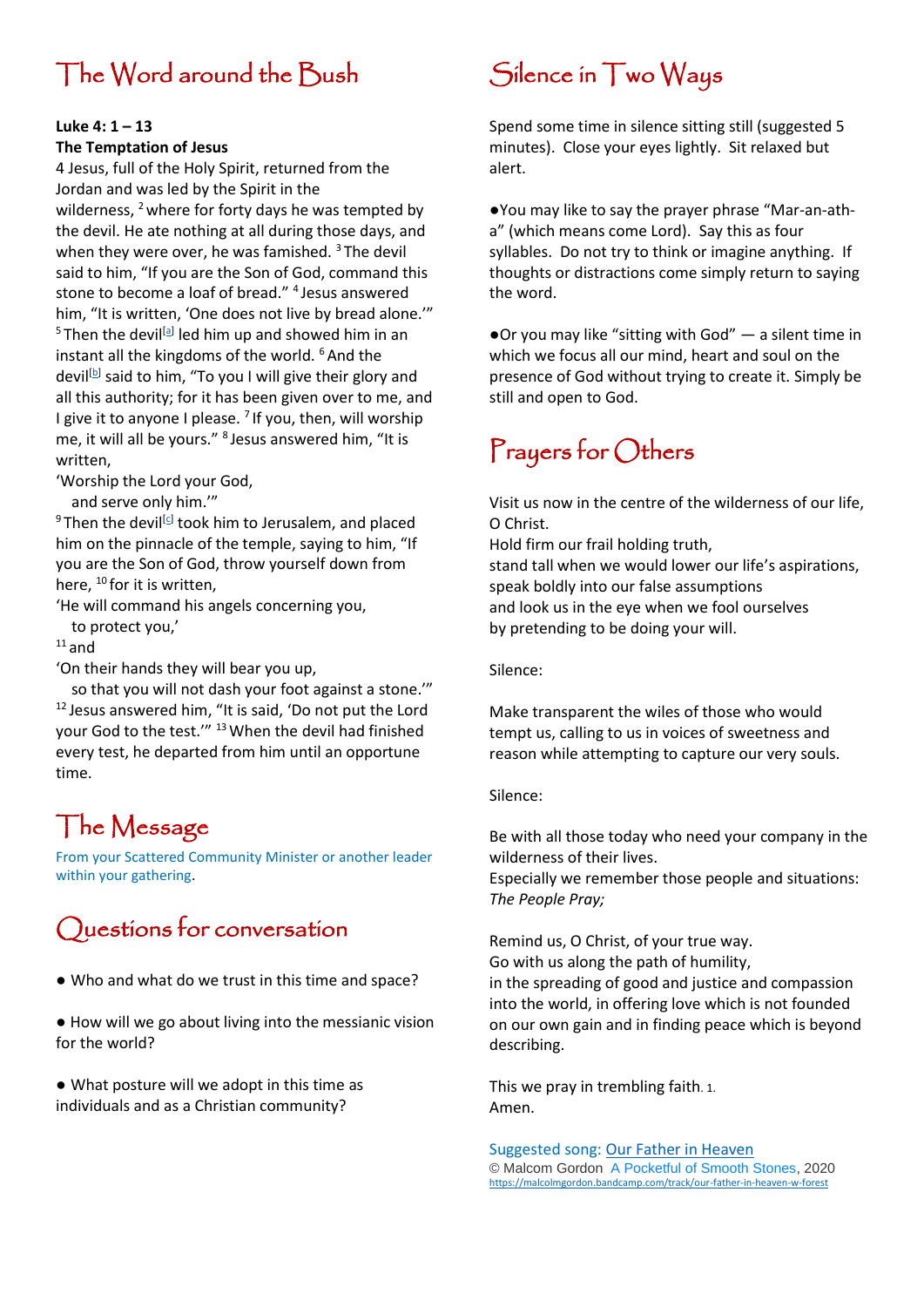## The Word around the Bush

**Luke 4: 1 – 13**
**The Temptation of Jesus**

4 Jesus, full of the Holy Spirit, returned from the Jordan and was led by the Spirit in the wilderness, [2] where for forty days he was tempted by the devil. He ate nothing at all during those days, and when they were over, he was famished. [3] The devil said to him, "If you are the Son of God, command this stone to become a loaf of bread." [4] Jesus answered him, "It is written, 'One does not live by bread alone.'" [5] Then the devil[a] led him up and showed him in an instant all the kingdoms of the world. [6] And the devil[b] said to him, "To you I will give their glory and all this authority; for it has been given over to me, and I give it to anyone I please. [7] If you, then, will worship me, it will all be yours." [8] Jesus answered him, "It is written,
'Worship the Lord your God,
and serve only him.'"
[9] Then the devil[c] took him to Jerusalem, and placed him on the pinnacle of the temple, saying to him, "If you are the Son of God, throw yourself down from here, [10] for it is written,
'He will command his angels concerning you,
to protect you,'
[11] and
'On their hands they will bear you up,
so that you will not dash your foot against a stone.'"
[12] Jesus answered him, "It is said, 'Do not put the Lord your God to the test.'" [13] When the devil had finished every test, he departed from him until an opportune time.

## The Message

From your Scattered Community Minister or another leader within your gathering.

## Questions for conversation

- Who and what do we trust in this time and space?
- How will we go about living into the messianic vision for the world?
- What posture will we adopt in this time as individuals and as a Christian community?

## Silence in Two Ways

Spend some time in silence sitting still (suggested 5 minutes). Close your eyes lightly. Sit relaxed but alert.

- You may like to say the prayer phrase "Mar-an-ath-a" (which means come Lord). Say this as four syllables. Do not try to think or imagine anything. If thoughts or distractions come simply return to saying the word.
- Or you may like "sitting with God" — a silent time in which we focus all our mind, heart and soul on the presence of God without trying to create it. Simply be still and open to God.

## Prayers for Others

Visit us now in the centre of the wilderness of our life, O Christ.
Hold firm our frail holding truth,
stand tall when we would lower our life's aspirations,
speak boldly into our false assumptions
and look us in the eye when we fool ourselves
by pretending to be doing your will.

Silence:

Make transparent the wiles of those who would tempt us, calling to us in voices of sweetness and reason while attempting to capture our very souls.

Silence:

Be with all those today who need your company in the wilderness of their lives.
Especially we remember those people and situations:
*The People Pray;*

Remind us, O Christ, of your true way.
Go with us along the path of humility,
in the spreading of good and justice and compassion into the world, in offering love which is not founded on our own gain and in finding peace which is beyond describing.

This we pray in trembling faith. 1.
Amen.

Suggested song: Our Father in Heaven
© Malcom Gordon A Pocketful of Smooth Stones, 2020
https://malcolmgordon.bandcamp.com/track/our-father-in-heaven-w-forest